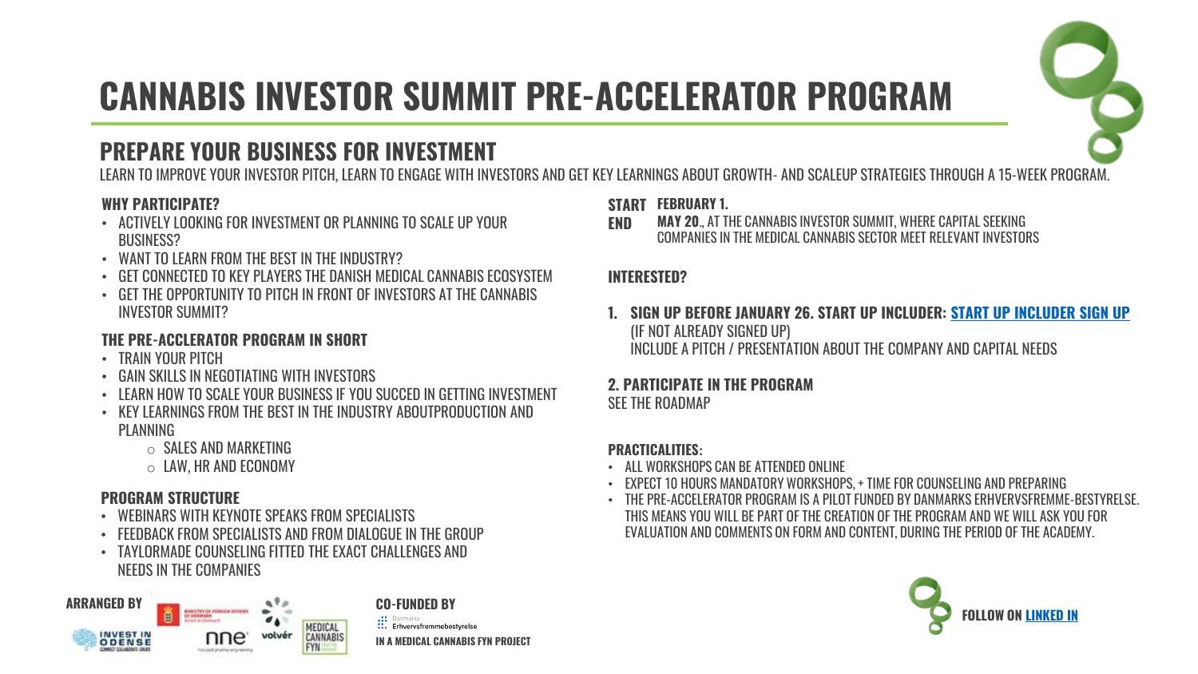# CANNABIS INVESTOR SUMMIT PRE-ACCELERATOR PROGRAM

## PREPARE YOUR BUSINESS FOR INVESTMENT

LEARN TO IMPROVE YOUR INVESTOR PITCH, LEARN TO ENGAGE WITH INVESTORS AND GET KEY LEARNINGS ABOUT GROWTH- AND SCALEUP STRATEGIES THROUGH A 15-WEEK PROGRAM.

### WHY PARTICIPATE?

- ACTIVELY LOOKING FOR INVESTMENT OR PLANNING TO SCALE UP YOUR BUSINESS?
- WANT TO LEARN FROM THE BEST IN THE INDUSTRY?
- GET CONNECTED TO KEY PLAYERS THE DANISH MEDICAL CANNABIS ECOSYSTEM
- GET THE OPPORTUNITY TO PITCH IN FRONT OF INVESTORS AT THE CANNABIS INVESTOR SUMMIT?

### THE PRE-ACCLERATOR PROGRAM IN SHORT

- TRAIN YOUR PITCH
- GAIN SKILLS IN NEGOTIATING WITH INVESTORS
- LEARN HOW TO SCALE YOUR BUSINESS IF YOU SUCCED IN GETTING INVESTMENT
- KEY LEARNINGS FROM THE BEST IN THE INDUSTRY ABOUTPRODUCTION AND PLANNING
  - SALES AND MARKETING
  - LAW, HR AND ECONOMY

### PROGRAM STRUCTURE

- WEBINARS WITH KEYNOTE SPEAKS FROM SPECIALISTS
- FEEDBACK FROM SPECIALISTS AND FROM DIALOGUE IN THE GROUP
- TAYLORMADE COUNSELING FITTED THE EXACT CHALLENGES AND NEEDS IN THE COMPANIES

**START** **FEBRUARY 1.**

**END** **MAY 20.**, AT THE CANNABIS INVESTOR SUMMIT, WHERE CAPITAL SEEKING COMPANIES IN THE MEDICAL CANNABIS SECTOR MEET RELEVANT INVESTORS

### INTERESTED?

1. **SIGN UP BEFORE JANUARY 26. START UP INCLUDER: START UP INCLUDER SIGN UP**
   (IF NOT ALREADY SIGNED UP)
   INCLUDE A PITCH / PRESENTATION ABOUT THE COMPANY AND CAPITAL NEEDS

**2. PARTICIPATE IN THE PROGRAM**

SEE THE ROADMAP

### PRACTICALITIES:

- ALL WORKSHOPS CAN BE ATTENDED ONLINE
- EXPECT 10 HOURS MANDATORY WORKSHOPS, + TIME FOR COUNSELING AND PREPARING
- THE PRE-ACCELERATOR PROGRAM IS A PILOT FUNDED BY DANMARKS ERHVERVSFREMME-BESTYRELSE. THIS MEANS YOU WILL BE PART OF THE CREATION OF THE PROGRAM AND WE WILL ASK YOU FOR EVALUATION AND COMMENTS ON FORM AND CONTENT, DURING THE PERIOD OF THE ACADEMY.

**ARRANGED BY**

INVEST IN ODENSE · MINISTRY OF FOREIGN AFFAIRS OF DENMARK · nne · volvér · MEDICAL CANNABIS FYN

**CO-FUNDED BY**

Danmarks Erhvervsfremmebestyrelse

**IN A MEDICAL CANNABIS FYN PROJECT**

**FOLLOW ON LINKED IN**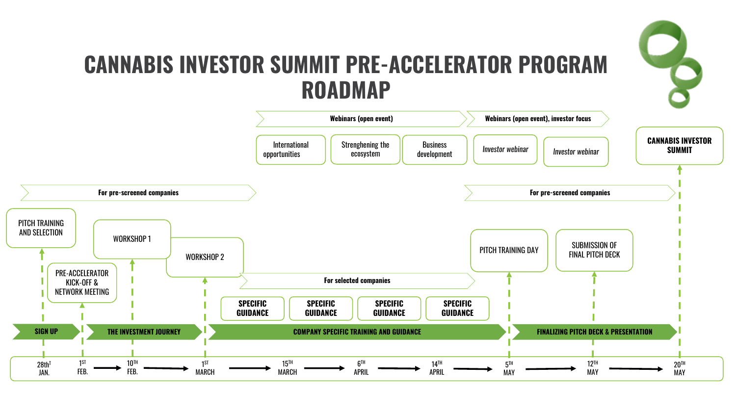# CANNABIS INVESTOR SUMMIT PRE-ACCELERATOR PROGRAM ROADMAP

**Webinars (open event)**

International opportunities

Strenghening the ecosystem

Business development

**Webinars (open event), investor focus**

*Investor webinar*

*Investor webinar*

**CANNABIS INVESTOR SUMMIT**

**For pre-screened companies**

PITCH TRAINING AND SELECTION

PRE-ACCELERATOR KICK-OFF & NETWORK MEETING

WORKSHOP 1

WORKSHOP 2

**For pre-screened companies**

PITCH TRAINING DAY

SUBMISSION OF FINAL PITCH DECK

**For selected companies**

**SPECIFIC GUIDANCE**

**SPECIFIC GUIDANCE**

**SPECIFIC GUIDANCE**

**SPECIFIC GUIDANCE**

**SIGN UP**

**THE INVESTMENT JOURNEY**

**COMPANY SPECIFIC TRAINING AND GUIDANCE**

**FINALIZING PITCH DECK & PRESENTATION**

28th JAN. → 1ST FEB. → 10TH FEB. → 1ST MARCH → 15TH MARCH → 6TH APRIL → 14TH APRIL → 5TH MAY → 12TH MAY → 20TH MAY